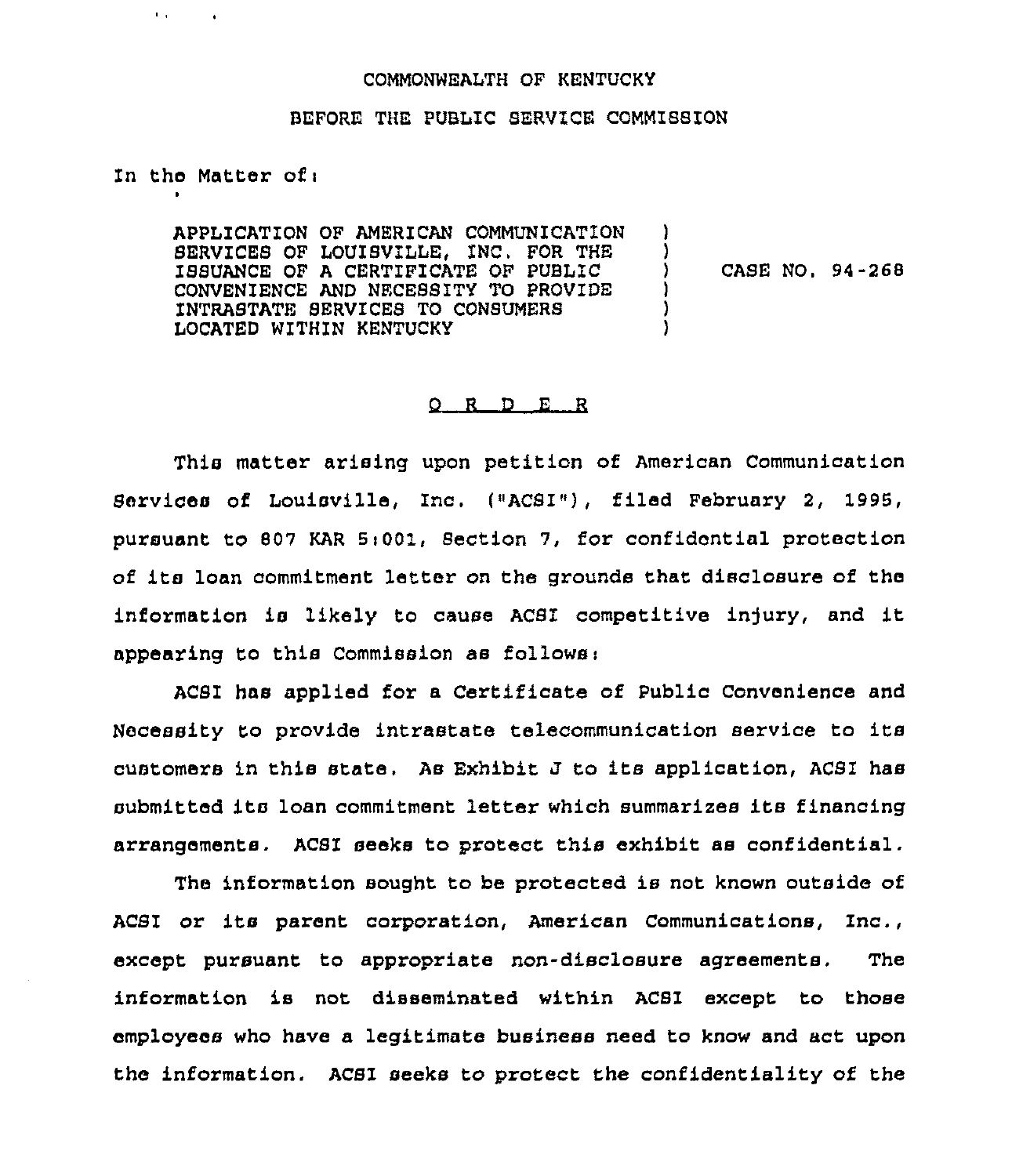COMMONWEALTH OF KENTUCKY

BEFORE THE PUBLIC SERVICE COMMISSION

In the Matter of:

| | | |
|---|---|---|
| APPLICATION OF AMERICAN COMMUNICATION SERVICES OF LOUISVILLE, INC. FOR THE ISSUANCE OF A CERTIFICATE OF PUBLIC CONVENIENCE AND NECESSITY TO PROVIDE INTRASTATE SERVICES TO CONSUMERS LOCATED WITHIN KENTUCKY | ) | CASE NO. 94-268 |

## O R D E R

This matter arising upon petition of American Communication Services of Louisville, Inc. ("ACSI"), filed February 2, 1995, pursuant to 807 KAR 5:001, Section 7, for confidential protection of its loan commitment letter on the grounds that disclosure of the information is likely to cause ACSI competitive injury, and it appearing to this Commission as follows:

ACSI has applied for a Certificate of Public Convenience and Necessity to provide intrastate telecommunication service to its customers in this state. As Exhibit J to its application, ACSI has submitted its loan commitment letter which summarizes its financing arrangements. ACSI seeks to protect this exhibit as confidential.

The information sought to be protected is not known outside of ACSI or its parent corporation, American Communications, Inc., except pursuant to appropriate non-disclosure agreements. The information is not disseminated within ACSI except to those employees who have a legitimate business need to know and act upon the information. ACSI seeks to protect the confidentiality of the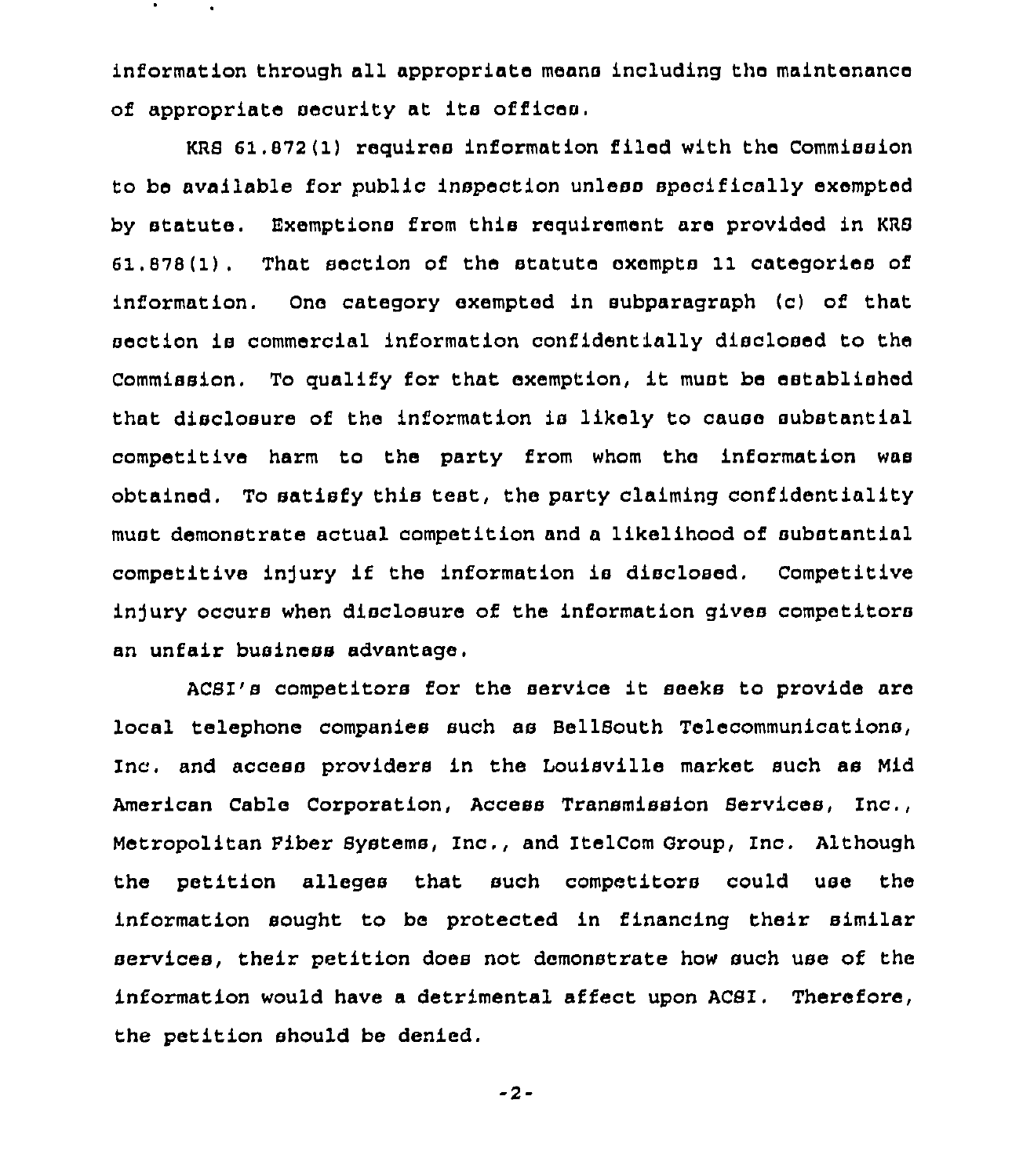information through all appropriate means including the maintenance of appropriate security at its offices.

KRS 61.872(1) requires information filed with the Commission to be available for public inspection unless specifically exempted by statute. Exemptions from this requirement are provided in KRS 61.878(1). That section of the statute exempts 11 categories of information. One category exempted in subparagraph (c) of that section is commercial information confidentially disclosed to the Commission. To qualify for that exemption, it must be established that disclosure of the information is likely to cause substantial competitive harm to the party from whom the information was obtained. To satisfy this test, the party claiming confidentiality must demonstrate actual competition and a likelihood of substantial competitive injury if the information is disclosed. Competitive injury occurs when disclosure of the information gives competitors an unfair business advantage.

ACSI's competitors for the service it seeks to provide are local telephone companies such as BellSouth Telecommunications, Inc. and access providers in the Louisville market such as Mid American Cable Corporation, Access Transmission Services, Inc., Metropolitan Fiber Systems, Inc., and ItelCom Group, Inc. Although the petition alleges that such competitors could use the information sought to be protected in financing their similar services, their petition does not demonstrate how such use of the information would have a detrimental affect upon ACSI. Therefore, the petition should be denied.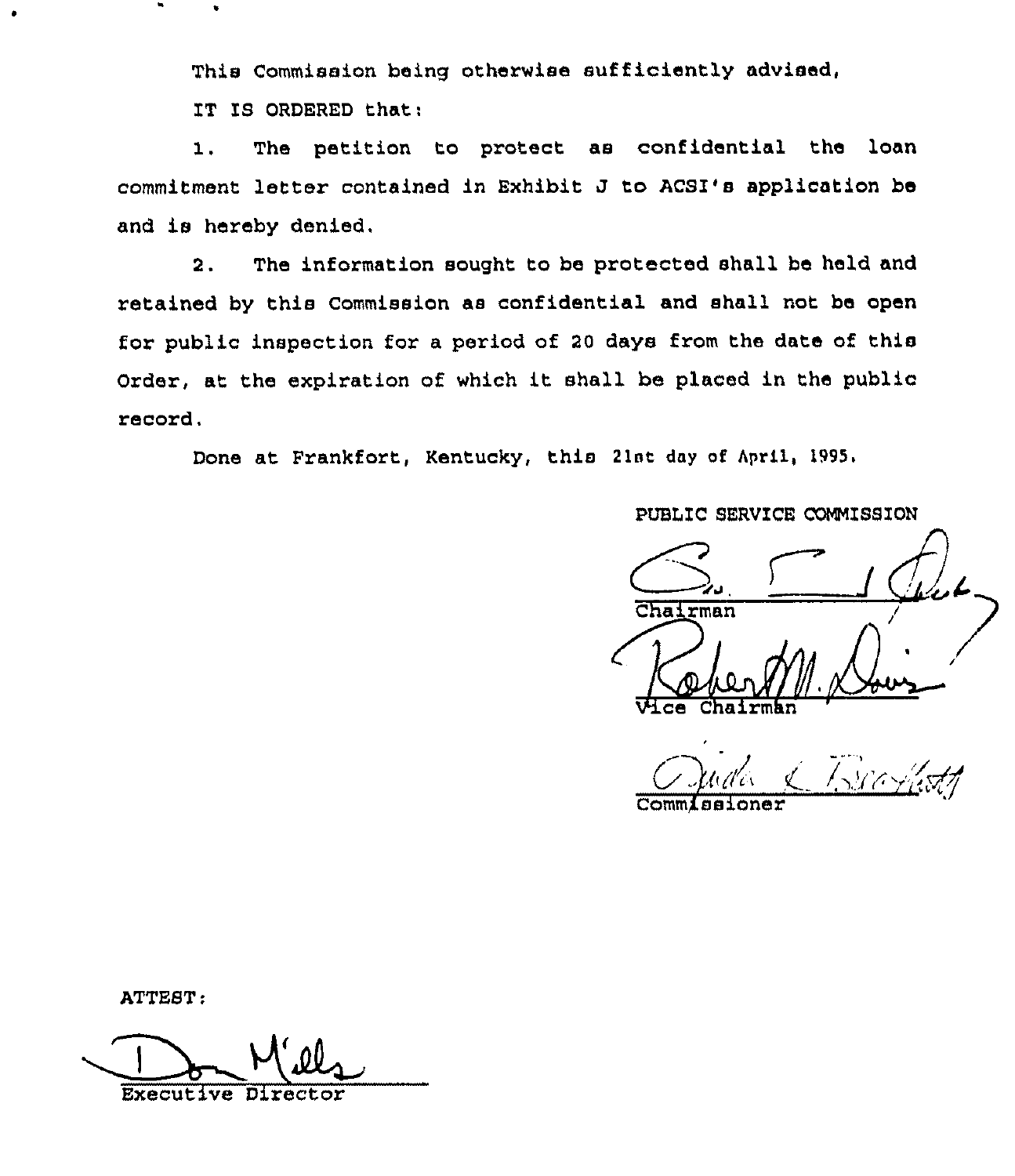This Commission being otherwise sufficiently advised,

IT IS ORDERED that:

1. The petition to protect as confidential the loan commitment letter contained in Exhibit J to ACSI's application be and is hereby denied.

2. The information sought to be protected shall be held and retained by this Commission as confidential and shall not be open for public inspection for a period of 20 days from the date of this Order, at the expiration of which it shall be placed in the public record.

Done at Frankfort, Kentucky, this 21st day of April, 1995.

PUBLIC SERVICE COMMISSION

Chairman

Vice Chairman

Commissioner

ATTEST:

Executive Director